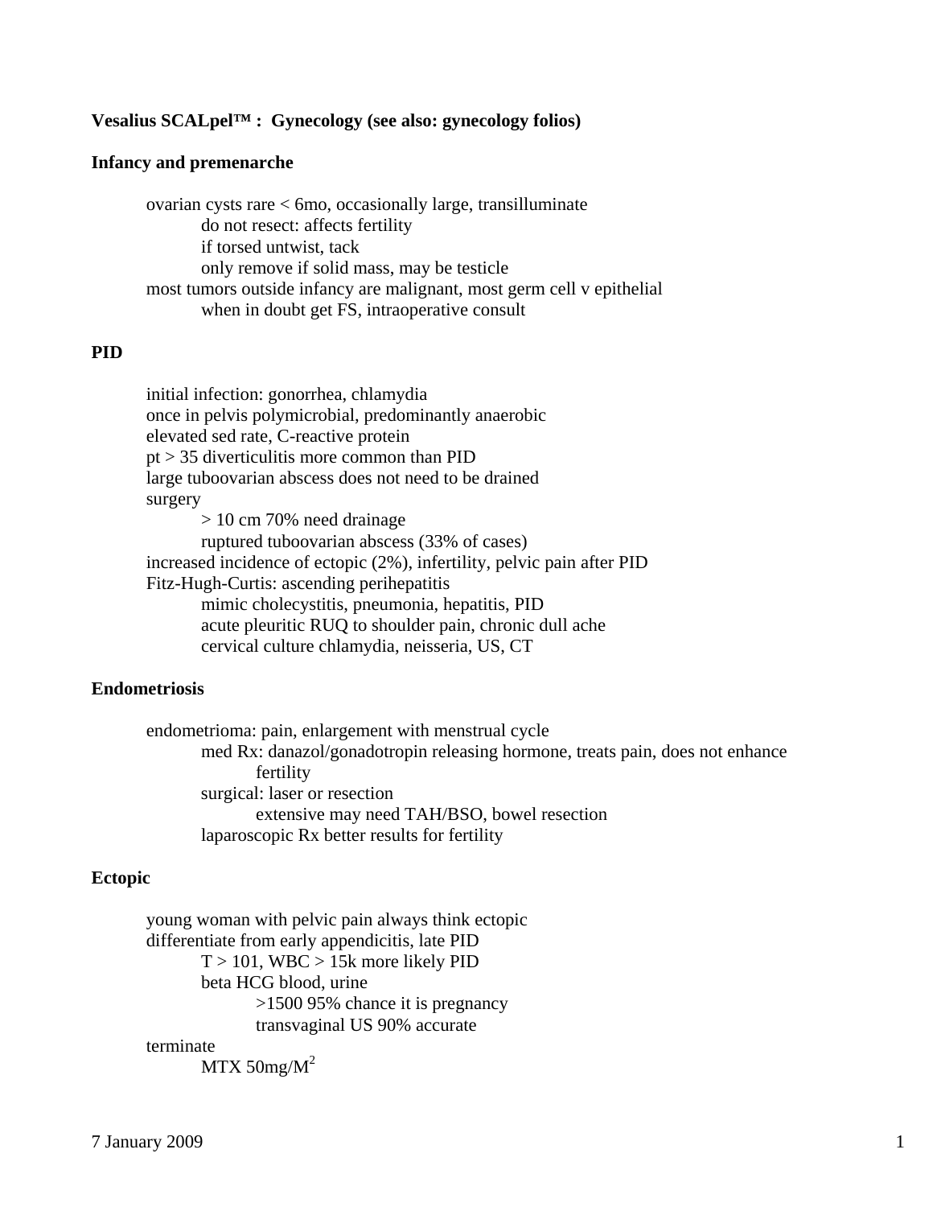**Vesalius SCALpel™ : Gynecology (see also: gynecology folios)**

**Infancy and premenarche**

- ovarian cysts rare < 6mo, occasionally large, transilluminate
  - do not resect: affects fertility
  - if torsed untwist, tack
  - only remove if solid mass, may be testicle
- most tumors outside infancy are malignant, most germ cell v epithelial
  - when in doubt get FS, intraoperative consult

**PID**

- initial infection: gonorrhea, chlamydia
- once in pelvis polymicrobial, predominantly anaerobic
- elevated sed rate, C-reactive protein
- pt > 35 diverticulitis more common than PID
- large tuboovarian abscess does not need to be drained
- surgery
  - > 10 cm 70% need drainage
  - ruptured tuboovarian abscess (33% of cases)
- increased incidence of ectopic (2%), infertility, pelvic pain after PID
- Fitz-Hugh-Curtis: ascending perihepatitis
  - mimic cholecystitis, pneumonia, hepatitis, PID
  - acute pleuritic RUQ to shoulder pain, chronic dull ache
  - cervical culture chlamydia, neisseria, US, CT

**Endometriosis**

- endometrioma: pain, enlargement with menstrual cycle
  - med Rx: danazol/gonadotropin releasing hormone, treats pain, does not enhance fertility
  - surgical: laser or resection
    - extensive may need TAH/BSO, bowel resection
  - laparoscopic Rx better results for fertility

**Ectopic**

- young woman with pelvic pain always think ectopic
- differentiate from early appendicitis, late PID
  - T > 101, WBC > 15k more likely PID
  - beta HCG blood, urine
    - >1500 95% chance it is pregnancy
    - transvaginal US 90% accurate
- terminate
  - MTX 50mg/$M^2$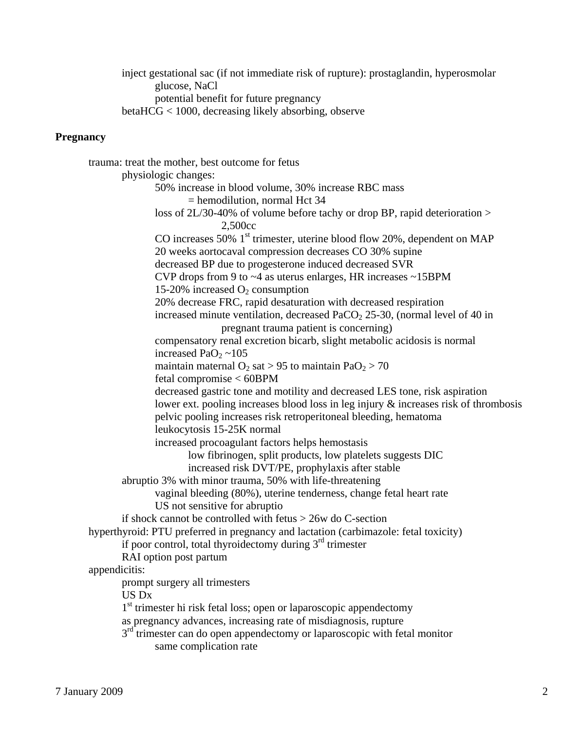- inject gestational sac (if not immediate risk of rupture): prostaglandin, hyperosmolar glucose, NaCl
  - potential benefit for future pregnancy
- betaHCG < 1000, decreasing likely absorbing, observe

**Pregnancy**

- trauma: treat the mother, best outcome for fetus
  - physiologic changes:
    - 50% increase in blood volume, 30% increase RBC mass
      - = hemodilution, normal Hct 34
    - loss of 2L/30-40% of volume before tachy or drop BP, rapid deterioration > 2,500cc
    - CO increases 50% 1st trimester, uterine blood flow 20%, dependent on MAP
    - 20 weeks aortocaval compression decreases CO 30% supine
    - decreased BP due to progesterone induced decreased SVR
    - CVP drops from 9 to ~4 as uterus enlarges, HR increases ~15BPM
    - 15-20% increased $O_2$ consumption
    - 20% decrease FRC, rapid desaturation with decreased respiration
    - increased minute ventilation, decreased $PaCO_2$ 25-30, (normal level of 40 in pregnant trauma patient is concerning)
    - compensatory renal excretion bicarb, slight metabolic acidosis is normal
    - increased $PaO_2$ ~105
    - maintain maternal $O_2$ sat > 95 to maintain $PaO_2$ > 70
    - fetal compromise < 60BPM
    - decreased gastric tone and motility and decreased LES tone, risk aspiration
    - lower ext. pooling increases blood loss in leg injury & increases risk of thrombosis
    - pelvic pooling increases risk retroperitoneal bleeding, hematoma
    - leukocytosis 15-25K normal
    - increased procoagulant factors helps hemostasis
      - low fibrinogen, split products, low platelets suggests DIC
      - increased risk DVT/PE, prophylaxis after stable
  - abruptio 3% with minor trauma, 50% with life-threatening
    - vaginal bleeding (80%), uterine tenderness, change fetal heart rate
    - US not sensitive for abruptio
  - if shock cannot be controlled with fetus > 26w do C-section
- hyperthyroid: PTU preferred in pregnancy and lactation (carbimazole: fetal toxicity)
  - if poor control, total thyroidectomy during 3rd trimester
  - RAI option post partum
- appendicitis:
  - prompt surgery all trimesters
  - US Dx
  - 1st trimester hi risk fetal loss; open or laparoscopic appendectomy
  - as pregnancy advances, increasing rate of misdiagnosis, rupture
  - 3rd trimester can do open appendectomy or laparoscopic with fetal monitor
    - same complication rate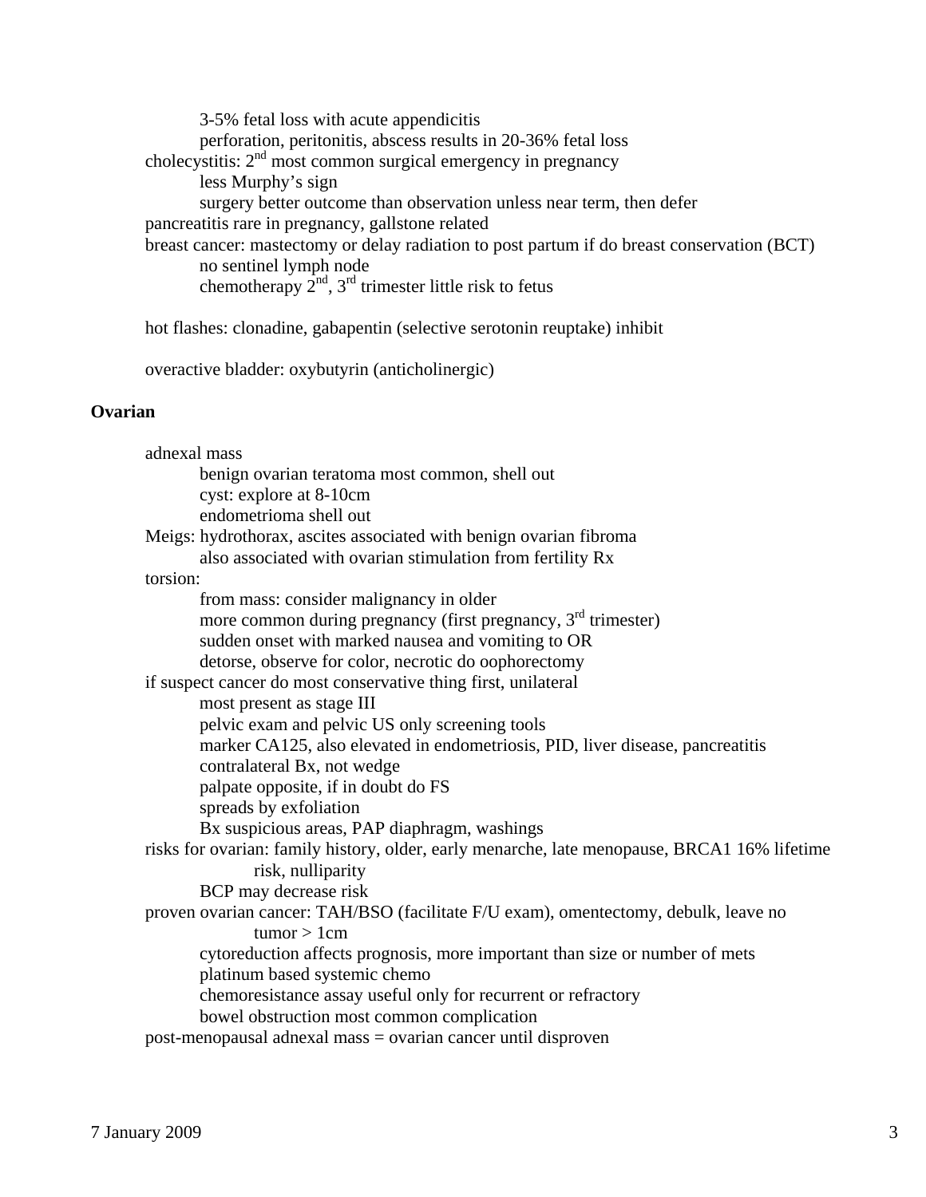- 3-5% fetal loss with acute appendicitis
- perforation, peritonitis, abscess results in 20-36% fetal loss

cholecystitis: 2nd most common surgical emergency in pregnancy

- less Murphy's sign
- surgery better outcome than observation unless near term, then defer

pancreatitis rare in pregnancy, gallstone related

breast cancer: mastectomy or delay radiation to post partum if do breast conservation (BCT)

- no sentinel lymph node
- chemotherapy 2nd, 3rd trimester little risk to fetus

hot flashes: clonadine, gabapentin (selective serotonin reuptake) inhibit

overactive bladder: oxybutyrin (anticholinergic)

**Ovarian**

adnexal mass

- benign ovarian teratoma most common, shell out
- cyst: explore at 8-10cm
- endometrioma shell out

Meigs: hydrothorax, ascites associated with benign ovarian fibroma

- also associated with ovarian stimulation from fertility Rx

torsion:

- from mass: consider malignancy in older
- more common during pregnancy (first pregnancy, 3rd trimester)
- sudden onset with marked nausea and vomiting to OR
- detorse, observe for color, necrotic do oophorectomy

if suspect cancer do most conservative thing first, unilateral

- most present as stage III
- pelvic exam and pelvic US only screening tools
- marker CA125, also elevated in endometriosis, PID, liver disease, pancreatitis
- contralateral Bx, not wedge
- palpate opposite, if in doubt do FS
- spreads by exfoliation
- Bx suspicious areas, PAP diaphragm, washings

risks for ovarian: family history, older, early menarche, late menopause, BRCA1 16% lifetime risk, nulliparity

- BCP may decrease risk

proven ovarian cancer: TAH/BSO (facilitate F/U exam), omentectomy, debulk, leave no tumor > 1cm

- cytoreduction affects prognosis, more important than size or number of mets
- platinum based systemic chemo
- chemoresistance assay useful only for recurrent or refractory
- bowel obstruction most common complication

post-menopausal adnexal mass = ovarian cancer until disproven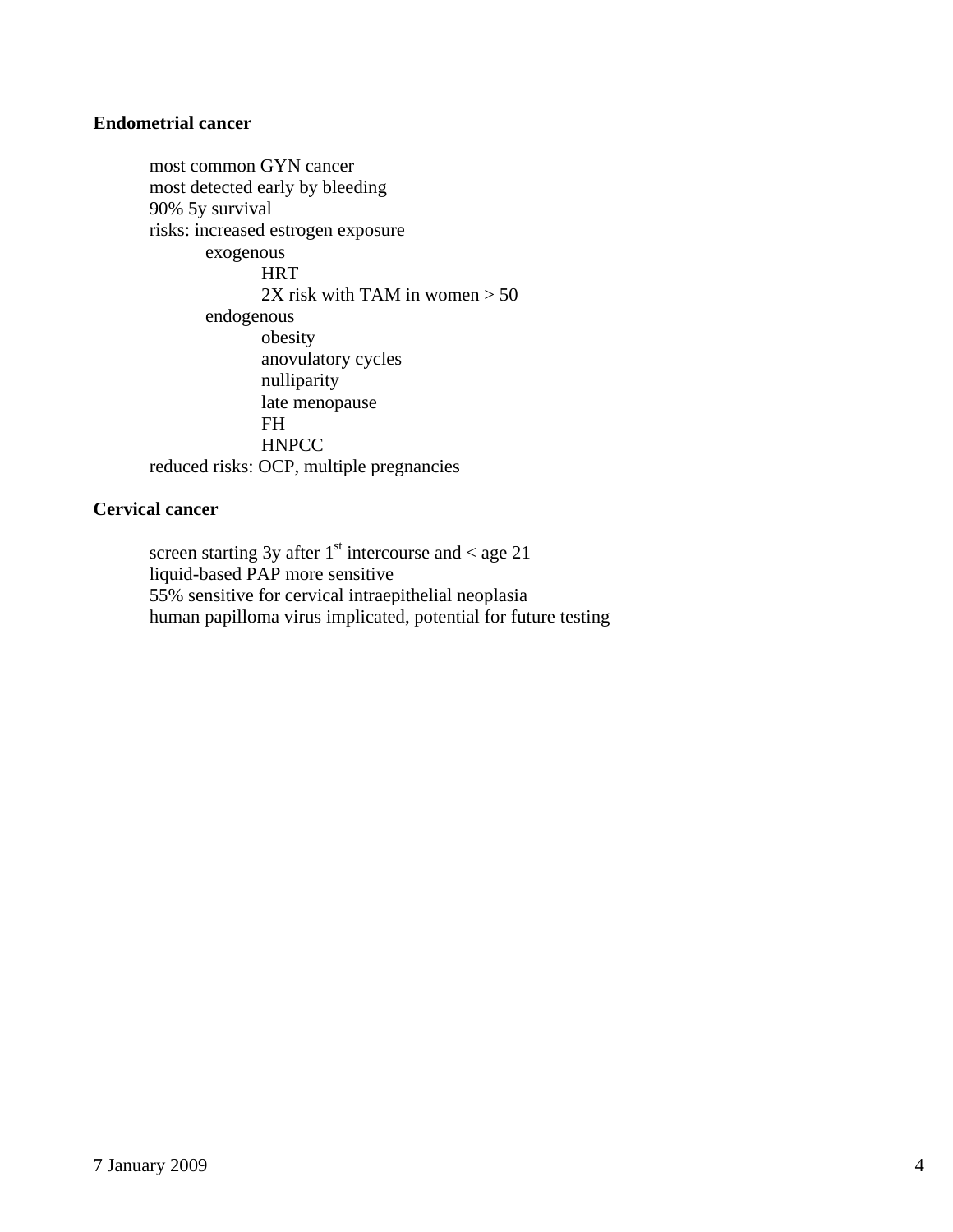**Endometrial cancer**

- most common GYN cancer
- most detected early by bleeding
- 90% 5y survival
- risks: increased estrogen exposure
  - exogenous
    - HRT
    - 2X risk with TAM in women > 50
  - endogenous
    - obesity
    - anovulatory cycles
    - nulliparity
    - late menopause
    - FH
    - HNPCC
- reduced risks: OCP, multiple pregnancies

**Cervical cancer**

- screen starting 3y after 1st intercourse and < age 21
- liquid-based PAP more sensitive
- 55% sensitive for cervical intraepithelial neoplasia
- human papilloma virus implicated, potential for future testing

7 January 2009